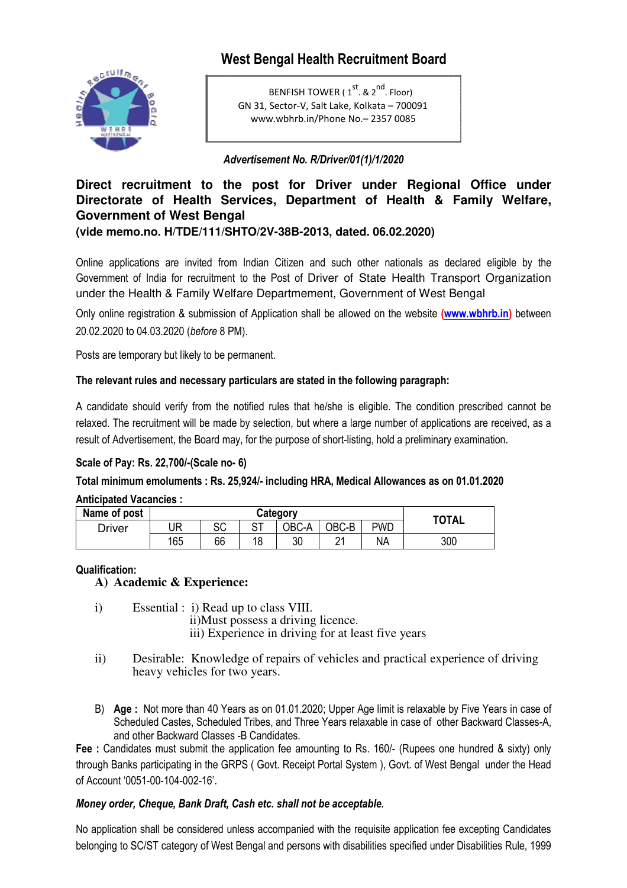# West Bengal Health Recruitment Board

BENFISH TOWER ( 1st. & 2nd. Floor)
GN 31, Sector-V, Salt Lake, Kolkata – 700091
www.wbhrb.in/Phone No.– 2357 0085

*Advertisement No. R/Driver/01(1)/1/2020*

## Direct recruitment to the post for Driver under Regional Office under Directorate of Health Services, Department of Health & Family Welfare, Government of West Bengal

**(vide memo.no. H/TDE/111/SHTO/2V-38B-2013, dated. 06.02.2020)**

Online applications are invited from Indian Citizen and such other nationals as declared eligible by the Government of India for recruitment to the Post of Driver of State Health Transport Organization under the Health & Family Welfare Departmement, Government of West Bengal

Only online registration & submission of Application shall be allowed on the website **(www.wbhrb.in)** between 20.02.2020 to 04.03.2020 (*before* 8 PM).

Posts are temporary but likely to be permanent.

**The relevant rules and necessary particulars are stated in the following paragraph:**

A candidate should verify from the notified rules that he/she is eligible. The condition prescribed cannot be relaxed. The recruitment will be made by selection, but where a large number of applications are received, as a result of Advertisement, the Board may, for the purpose of short-listing, hold a preliminary examination.

**Scale of Pay: Rs. 22,700/-(Scale no- 6)**

**Total minimum emoluments : Rs. 25,924/- including HRA, Medical Allowances as on 01.01.2020**

**Anticipated Vacancies :**

| Name of post | Category | | | | | | TOTAL |
|---|---|---|---|---|---|---|---|
| Driver | UR | SC | ST | OBC-A | OBC-B | PWD | |
| | 165 | 66 | 18 | 30 | 21 | NA | 300 |

**Qualification:**

**A) Academic & Experience:**

i) Essential : i) Read up to class VIII.
ii)Must possess a driving licence.
iii) Experience in driving for at least five years

ii) Desirable: Knowledge of repairs of vehicles and practical experience of driving heavy vehicles for two years.

B) **Age :** Not more than 40 Years as on 01.01.2020; Upper Age limit is relaxable by Five Years in case of Scheduled Castes, Scheduled Tribes, and Three Years relaxable in case of other Backward Classes-A, and other Backward Classes -B Candidates.

**Fee :** Candidates must submit the application fee amounting to Rs. 160/- (Rupees one hundred & sixty) only through Banks participating in the GRPS ( Govt. Receipt Portal System ), Govt. of West Bengal under the Head of Account '0051-00-104-002-16'.

***Money order, Cheque, Bank Draft, Cash etc. shall not be acceptable.***

No application shall be considered unless accompanied with the requisite application fee excepting Candidates belonging to SC/ST category of West Bengal and persons with disabilities specified under Disabilities Rule, 1999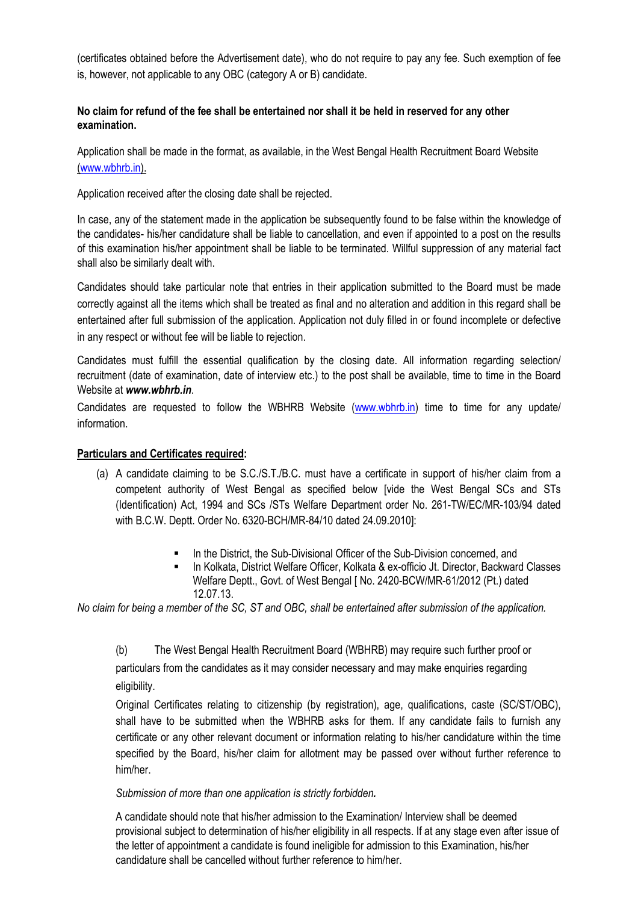(certificates obtained before the Advertisement date), who do not require to pay any fee. Such exemption of fee is, however, not applicable to any OBC (category A or B) candidate.

**No claim for refund of the fee shall be entertained nor shall it be held in reserved for any other examination.**

Application shall be made in the format, as available, in the West Bengal Health Recruitment Board Website (www.wbhrb.in).

Application received after the closing date shall be rejected.

In case, any of the statement made in the application be subsequently found to be false within the knowledge of the candidates- his/her candidature shall be liable to cancellation, and even if appointed to a post on the results of this examination his/her appointment shall be liable to be terminated. Willful suppression of any material fact shall also be similarly dealt with.

Candidates should take particular note that entries in their application submitted to the Board must be made correctly against all the items which shall be treated as final and no alteration and addition in this regard shall be entertained after full submission of the application. Application not duly filled in or found incomplete or defective in any respect or without fee will be liable to rejection.

Candidates must fulfill the essential qualification by the closing date. All information regarding selection/ recruitment (date of examination, date of interview etc.) to the post shall be available, time to time in the Board Website at ***www.wbhrb.in***.

Candidates are requested to follow the WBHRB Website (www.wbhrb.in) time to time for any update/ information.

**Particulars and Certificates required:**

(a) A candidate claiming to be S.C./S.T./B.C. must have a certificate in support of his/her claim from a competent authority of West Bengal as specified below [vide the West Bengal SCs and STs (Identification) Act, 1994 and SCs /STs Welfare Department order No. 261-TW/EC/MR-103/94 dated with B.C.W. Deptt. Order No. 6320-BCH/MR-84/10 dated 24.09.2010]:

- In the District, the Sub-Divisional Officer of the Sub-Division concerned, and
- In Kolkata, District Welfare Officer, Kolkata & ex-officio Jt. Director, Backward Classes Welfare Deptt., Govt. of West Bengal [ No. 2420-BCW/MR-61/2012 (Pt.) dated 12.07.13.

*No claim for being a member of the SC, ST and OBC, shall be entertained after submission of the application.*

(b) The West Bengal Health Recruitment Board (WBHRB) may require such further proof or particulars from the candidates as it may consider necessary and may make enquiries regarding eligibility.

Original Certificates relating to citizenship (by registration), age, qualifications, caste (SC/ST/OBC), shall have to be submitted when the WBHRB asks for them. If any candidate fails to furnish any certificate or any other relevant document or information relating to his/her candidature within the time specified by the Board, his/her claim for allotment may be passed over without further reference to him/her.

*Submission of more than one application is strictly forbidden.*

A candidate should note that his/her admission to the Examination/ Interview shall be deemed provisional subject to determination of his/her eligibility in all respects. If at any stage even after issue of the letter of appointment a candidate is found ineligible for admission to this Examination, his/her candidature shall be cancelled without further reference to him/her.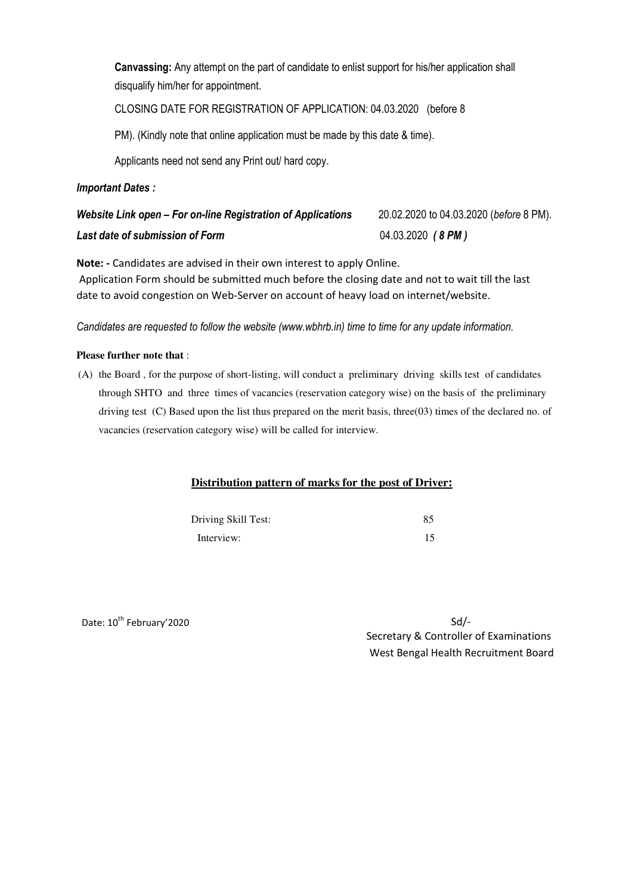**Canvassing:** Any attempt on the part of candidate to enlist support for his/her application shall disqualify him/her for appointment.

CLOSING DATE FOR REGISTRATION OF APPLICATION: 04.03.2020 (before 8 PM). (Kindly note that online application must be made by this date & time).

Applicants need not send any Print out/ hard copy.

***Important Dates :***

| | |
|---|---|
| ***Website Link open – For on-line Registration of Applications*** | 20.02.2020 to 04.03.2020 (*before* 8 PM). |
| ***Last date of submission of Form*** | 04.03.2020 ***( 8 PM )*** |

**Note: -** Candidates are advised in their own interest to apply Online.
Application Form should be submitted much before the closing date and not to wait till the last date to avoid congestion on Web-Server on account of heavy load on internet/website.

*Candidates are requested to follow the website (www.wbhrb.in) time to time for any update information.*

**Please further note that** :

(A) the Board , for the purpose of short-listing, will conduct a preliminary driving skills test of candidates through SHTO and three times of vacancies (reservation category wise) on the basis of the preliminary driving test (C) Based upon the list thus prepared on the merit basis, three(03) times of the declared no. of vacancies (reservation category wise) will be called for interview.

**Distribution pattern of marks for the post of Driver:**

| | |
|---|---|
| Driving Skill Test: | 85 |
| Interview: | 15 |

Date: 10th February'2020

Sd/-
Secretary & Controller of Examinations
West Bengal Health Recruitment Board